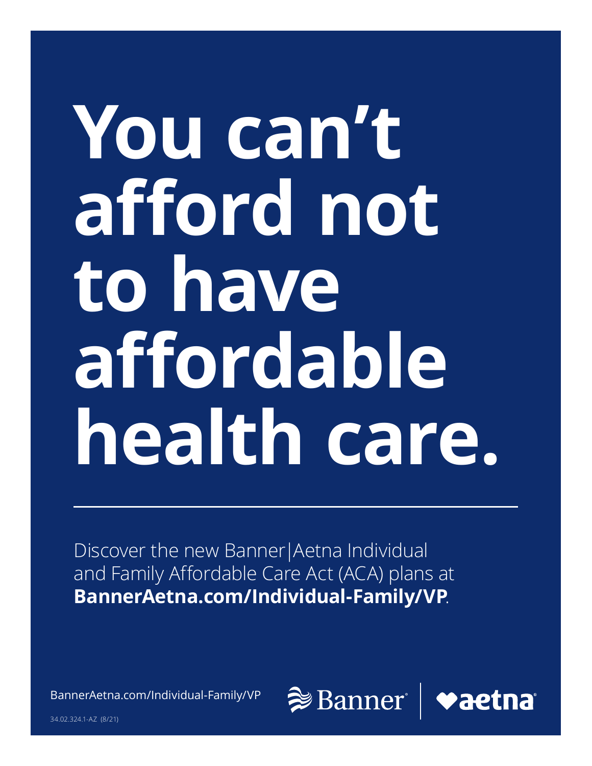# You can't afford not to have affordable health care.

---

Discover the new Banner|Aetna Individual and Family Affordable Care Act (ACA) plans at **BannerAetna.com/Individual-Family/VP**.

BannerAetna.com/Individual-Family/VP

Banner | aetna

34.02.324.1-AZ (8/21)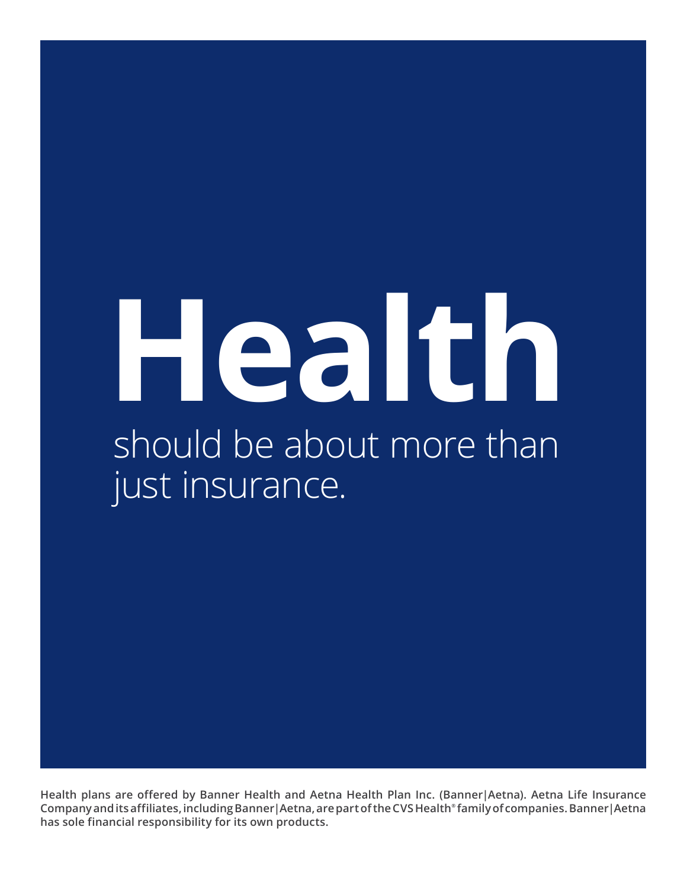# Health

should be about more than just insurance.

**Health plans are offered by Banner Health and Aetna Health Plan Inc. (Banner|Aetna). Aetna Life Insurance Company and its affiliates, including Banner|Aetna, are part of the CVS Health® family of companies. Banner|Aetna has sole financial responsibility for its own products.**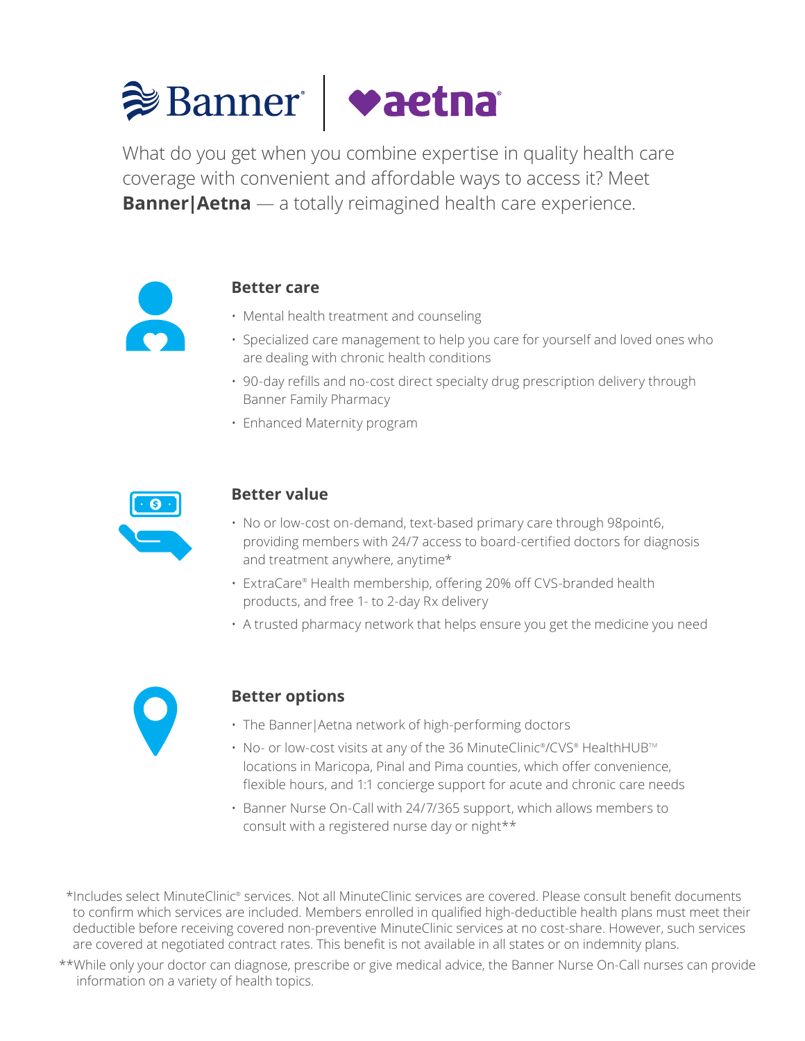Banner | aetna

What do you get when you combine expertise in quality health care coverage with convenient and affordable ways to access it? Meet **Banner|Aetna** — a totally reimagined health care experience.

### Better care

- Mental health treatment and counseling
- Specialized care management to help you care for yourself and loved ones who are dealing with chronic health conditions
- 90-day refills and no-cost direct specialty drug prescription delivery through Banner Family Pharmacy
- Enhanced Maternity program

### Better value

- No or low-cost on-demand, text-based primary care through 98point6, providing members with 24/7 access to board-certified doctors for diagnosis and treatment anywhere, anytime*
- ExtraCare® Health membership, offering 20% off CVS-branded health products, and free 1- to 2-day Rx delivery
- A trusted pharmacy network that helps ensure you get the medicine you need

### Better options

- The Banner|Aetna network of high-performing doctors
- No- or low-cost visits at any of the 36 MinuteClinic®/CVS® HealthHUB™ locations in Maricopa, Pinal and Pima counties, which offer convenience, flexible hours, and 1:1 concierge support for acute and chronic care needs
- Banner Nurse On-Call with 24/7/365 support, which allows members to consult with a registered nurse day or night**

*Includes select MinuteClinic® services. Not all MinuteClinic services are covered. Please consult benefit documents to confirm which services are included. Members enrolled in qualified high-deductible health plans must meet their deductible before receiving covered non-preventive MinuteClinic services at no cost-share. However, such services are covered at negotiated contract rates. This benefit is not available in all states or on indemnity plans.

**While only your doctor can diagnose, prescribe or give medical advice, the Banner Nurse On-Call nurses can provide information on a variety of health topics.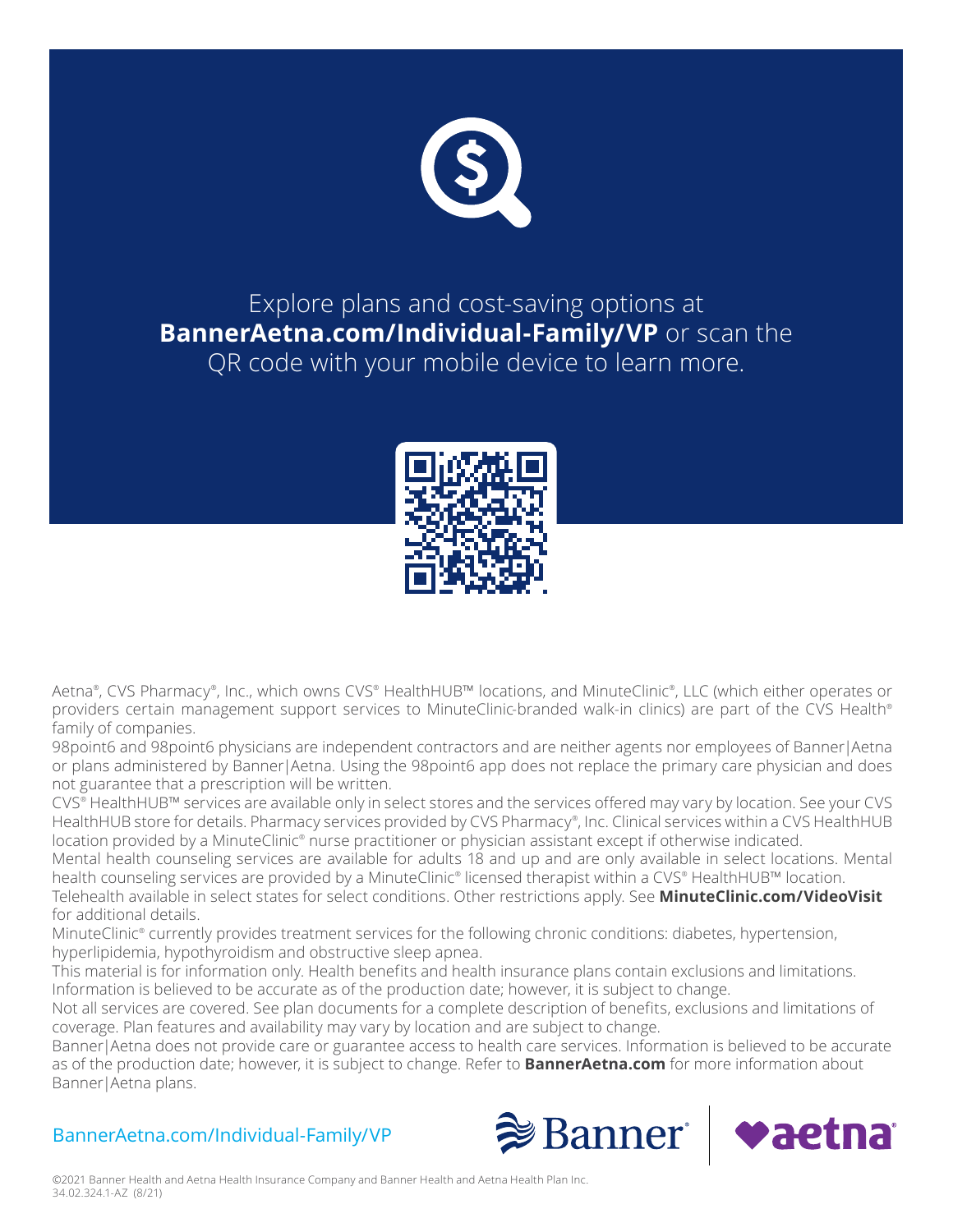Explore plans and cost-saving options at **BannerAetna.com/Individual-Family/VP** or scan the QR code with your mobile device to learn more.

Aetna®, CVS Pharmacy®, Inc., which owns CVS® HealthHUB™ locations, and MinuteClinic®, LLC (which either operates or providers certain management support services to MinuteClinic-branded walk-in clinics) are part of the CVS Health® family of companies.

98point6 and 98point6 physicians are independent contractors and are neither agents nor employees of Banner|Aetna or plans administered by Banner|Aetna. Using the 98point6 app does not replace the primary care physician and does not guarantee that a prescription will be written.

CVS® HealthHUB™ services are available only in select stores and the services offered may vary by location. See your CVS HealthHUB store for details. Pharmacy services provided by CVS Pharmacy®, Inc. Clinical services within a CVS HealthHUB location provided by a MinuteClinic® nurse practitioner or physician assistant except if otherwise indicated.

Mental health counseling services are available for adults 18 and up and are only available in select locations. Mental health counseling services are provided by a MinuteClinic® licensed therapist within a CVS® HealthHUB™ location.

Telehealth available in select states for select conditions. Other restrictions apply. See **MinuteClinic.com/VideoVisit** for additional details.

MinuteClinic® currently provides treatment services for the following chronic conditions: diabetes, hypertension, hyperlipidemia, hypothyroidism and obstructive sleep apnea.

This material is for information only. Health benefits and health insurance plans contain exclusions and limitations. Information is believed to be accurate as of the production date; however, it is subject to change.

Not all services are covered. See plan documents for a complete description of benefits, exclusions and limitations of coverage. Plan features and availability may vary by location and are subject to change.

Banner|Aetna does not provide care or guarantee access to health care services. Information is believed to be accurate as of the production date; however, it is subject to change. Refer to **BannerAetna.com** for more information about Banner|Aetna plans.

BannerAetna.com/Individual-Family/VP

©2021 Banner Health and Aetna Health Insurance Company and Banner Health and Aetna Health Plan Inc.
34.02.324.1-AZ (8/21)